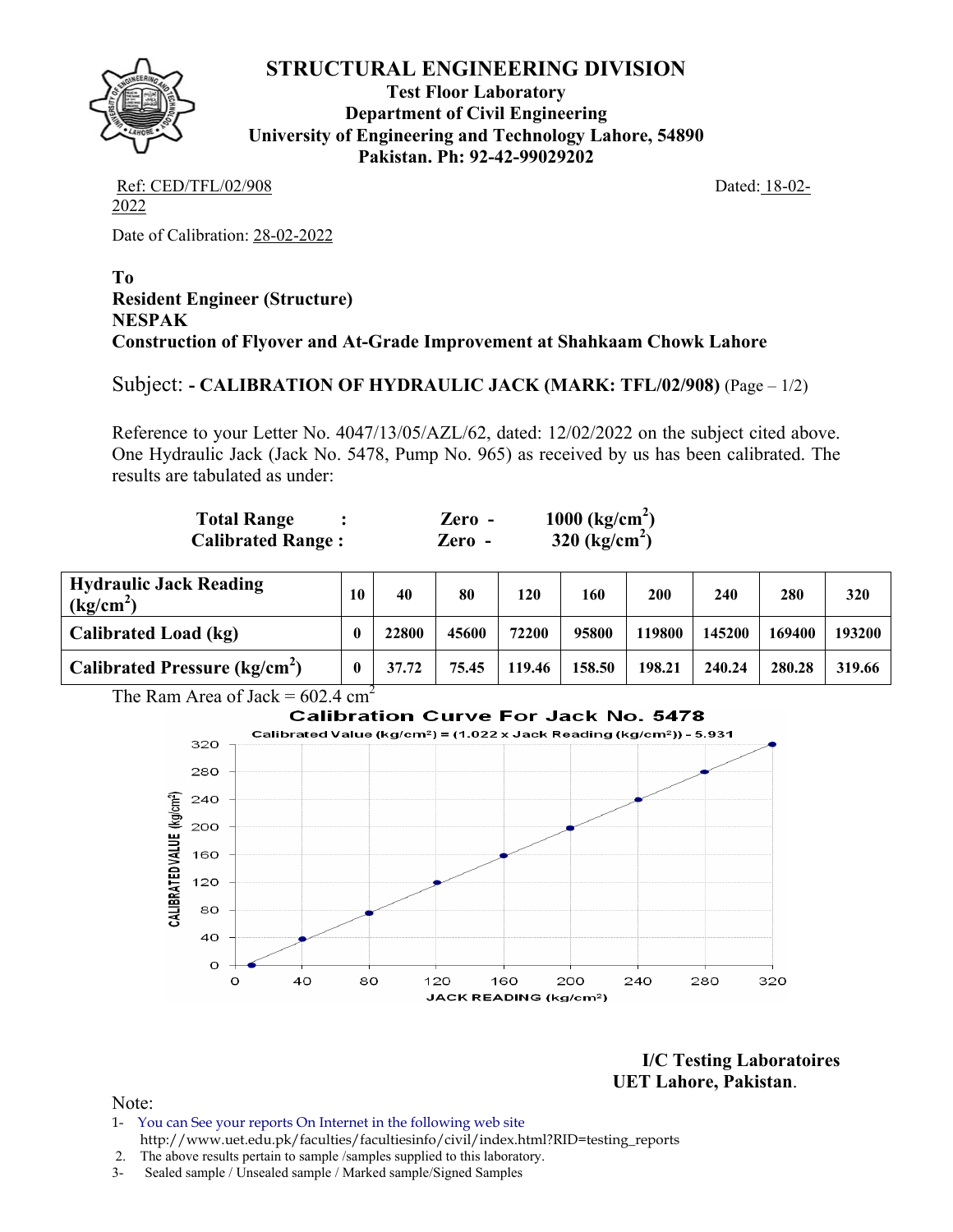# STRUCTURAL ENGINEERING DIVISION

**Test Floor Laboratory**
**Department of Civil Engineering**
**University of Engineering and Technology Lahore, 54890**
**Pakistan. Ph: 92-42-99029202**

Ref: CED/TFL/02/908 Dated: 18-02-2022

Date of Calibration: 28-02-2022

**To**
**Resident Engineer (Structure)**
**NESPAK**
**Construction of Flyover and At-Grade Improvement at Shahkaam Chowk Lahore**

Subject: **- CALIBRATION OF HYDRAULIC JACK (MARK: TFL/02/908)** (Page – 1/2)

Reference to your Letter No. 4047/13/05/AZL/62, dated: 12/02/2022 on the subject cited above. One Hydraulic Jack (Jack No. 5478, Pump No. 965) as received by us has been calibrated. The results are tabulated as under:

**Total Range :** Zero - **1000 ($kg/cm^2$)**
**Calibrated Range :** Zero - **320 ($kg/cm^2$)**

| **Hydraulic Jack Reading ($kg/cm^2$)** | **10** | **40** | **80** | **120** | **160** | **200** | **240** | **280** | **320** |
|---|---|---|---|---|---|---|---|---|---|
| **Calibrated Load (kg)** | **0** | **22800** | **45600** | **72200** | **95800** | **119800** | **145200** | **169400** | **193200** |
| **Calibrated Pressure ($kg/cm^2$)** | **0** | **37.72** | **75.45** | **119.46** | **158.50** | **198.21** | **240.24** | **280.28** | **319.66** |

The Ram Area of Jack = 602.4 $cm^2$

**Calibration Curve For Jack No. 5478**

Calibrated Value ($kg/cm^2$) = (1.022 x Jack Reading ($kg/cm^2$)) - 5.931

**I/C Testing Laboratoires**
**UET Lahore, Pakistan**.

Note:
1- You can See your reports On Internet in the following web site
http://www.uet.edu.pk/faculties/facultiesinfo/civil/index.html?RID=testing_reports
2. The above results pertain to sample /samples supplied to this laboratory.
3- Sealed sample / Unsealed sample / Marked sample/Signed Samples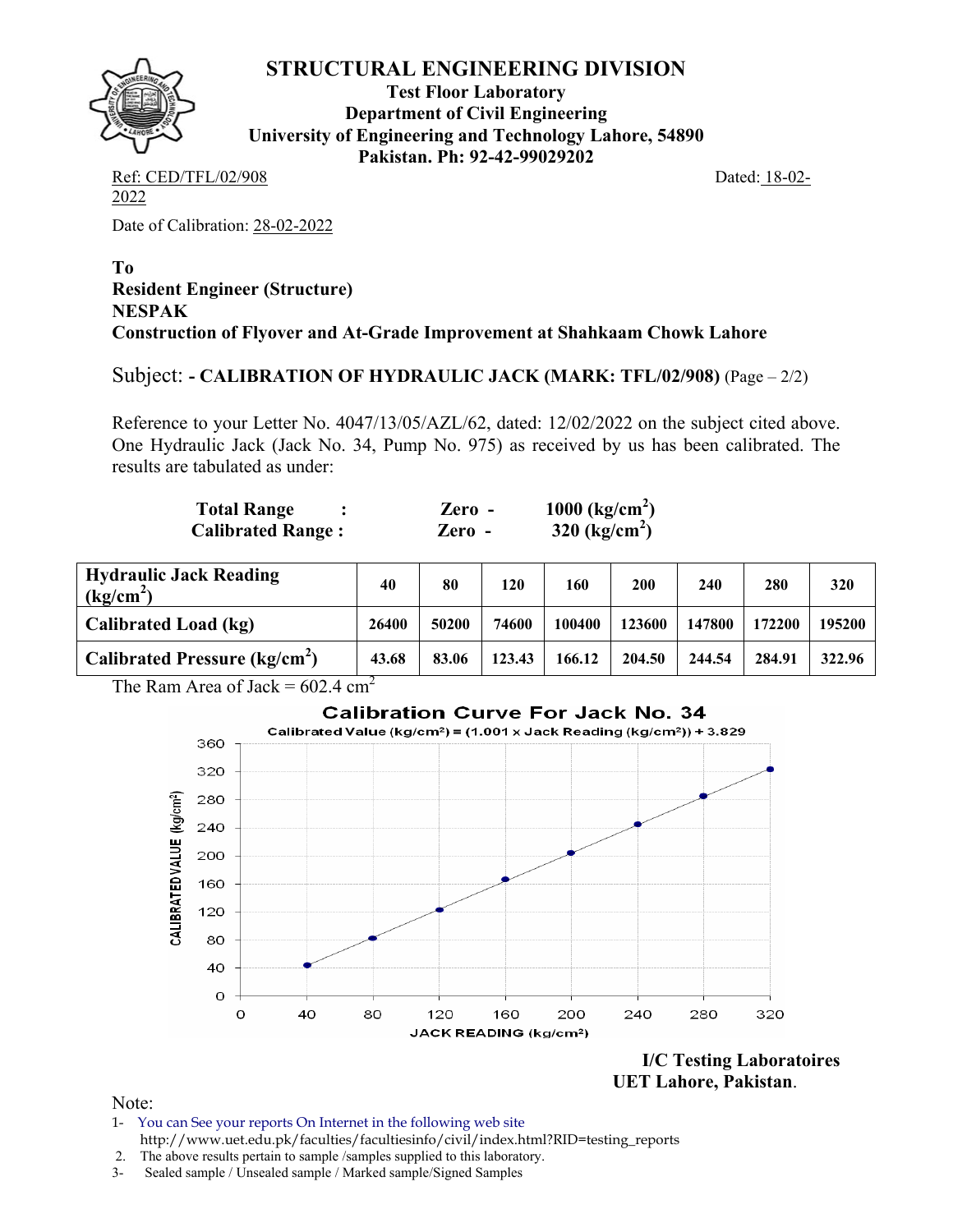# STRUCTURAL ENGINEERING DIVISION

**Test Floor Laboratory**
**Department of Civil Engineering**
**University of Engineering and Technology Lahore, 54890**
**Pakistan. Ph: 92-42-99029202**

Ref: CED/TFL/02/908 Dated: 18-02-2022

Date of Calibration: 28-02-2022

**To**
**Resident Engineer (Structure)**
**NESPAK**
**Construction of Flyover and At-Grade Improvement at Shahkaam Chowk Lahore**

Subject: **- CALIBRATION OF HYDRAULIC JACK (MARK: TFL/02/908)** (Page – 2/2)

Reference to your Letter No. 4047/13/05/AZL/62, dated: 12/02/2022 on the subject cited above. One Hydraulic Jack (Jack No. 34, Pump No. 975) as received by us has been calibrated. The results are tabulated as under:

**Total Range :** **Zero - 1000 ($kg/cm^2$)**
**Calibrated Range :** **Zero - 320 ($kg/cm^2$)**

| Hydraulic Jack Reading ($kg/cm^2$) | 40 | 80 | 120 | 160 | 200 | 240 | 280 | 320 |
|---|---|---|---|---|---|---|---|---|
| Calibrated Load (kg) | 26400 | 50200 | 74600 | 100400 | 123600 | 147800 | 172200 | 195200 |
| Calibrated Pressure ($kg/cm^2$) | 43.68 | 83.06 | 123.43 | 166.12 | 204.50 | 244.54 | 284.91 | 322.96 |

The Ram Area of Jack = 602.4 $cm^2$

**Calibration Curve For Jack No. 34**

Calibrated Value ($kg/cm^2$) = (1.001 x Jack Reading ($kg/cm^2$)) + 3.829

**I/C Testing Laboratoires**
**UET Lahore, Pakistan.**

Note:

1- You can See your reports On Internet in the following web site
http://www.uet.edu.pk/faculties/facultiesinfo/civil/index.html?RID=testing_reports
2. The above results pertain to sample /samples supplied to this laboratory.
3- Sealed sample / Unsealed sample / Marked sample/Signed Samples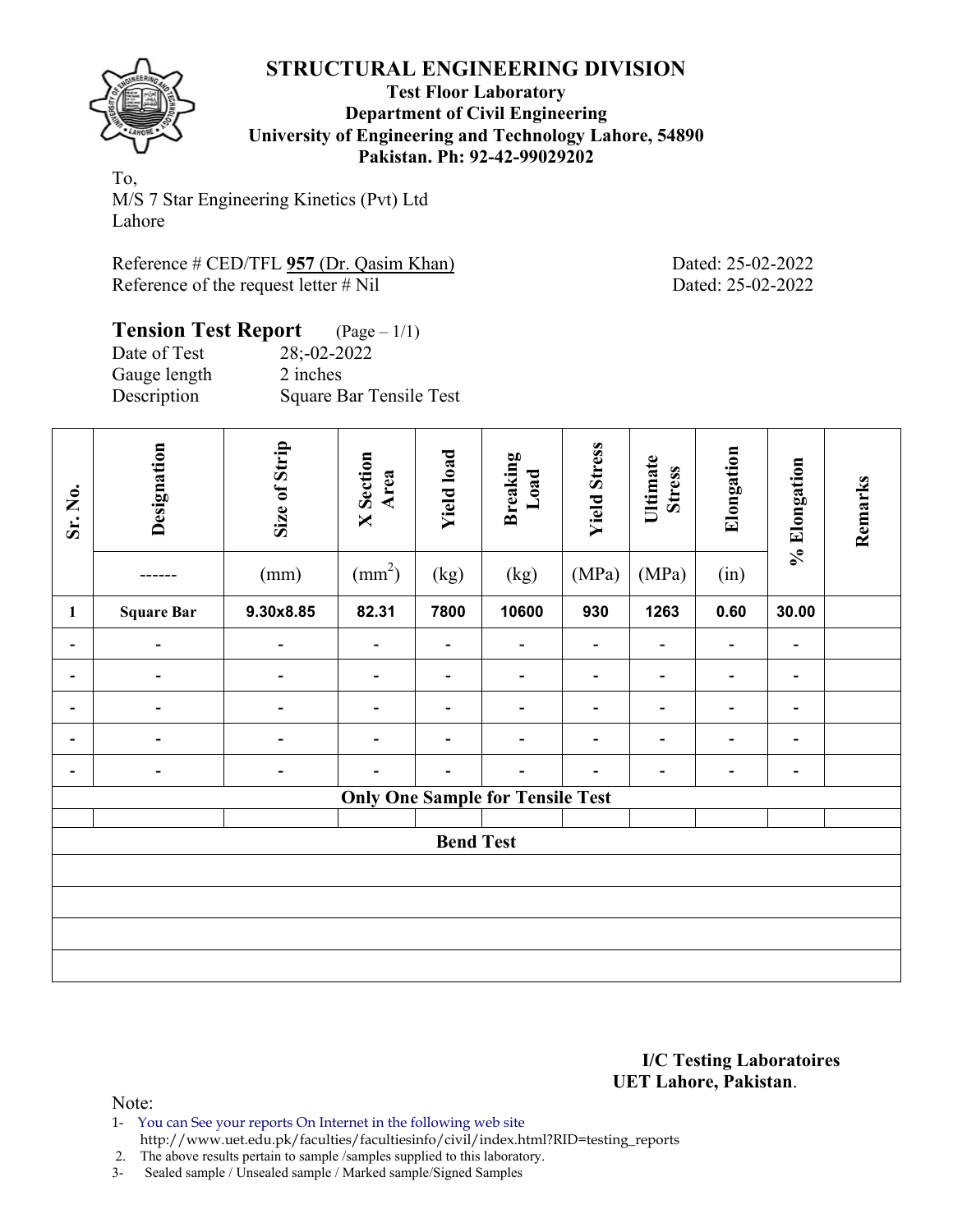# STRUCTURAL ENGINEERING DIVISION

**Test Floor Laboratory**
**Department of Civil Engineering**
**University of Engineering and Technology Lahore, 54890**
**Pakistan. Ph: 92-42-99029202**

To,
M/S 7 Star Engineering Kinetics (Pvt) Ltd
Lahore

Reference # CED/TFL **957** (Dr. Qasim Khan) Dated: 25-02-2022
Reference of the request letter # Nil Dated: 25-02-2022

## Tension Test Report (Page – 1/1)

Date of Test 28;-02-2022
Gauge length 2 inches
Description Square Bar Tensile Test

| Sr. No. | Designation | Size of Strip | X Section Area | Yield load | Breaking Load | Yield Stress | Ultimate Stress | Elongation | % Elongation | Remarks |
|---|---|---|---|---|---|---|---|---|---|---|
| | ------ | (mm) | ($mm^2$) | (kg) | (kg) | (MPa) | (MPa) | (in) | | |
| **1** | **Square Bar** | **9.30x8.85** | **82.31** | **7800** | **10600** | **930** | **1263** | **0.60** | **30.00** | |
| - | - | - | - | - | - | - | - | - | - | |
| - | - | - | - | - | - | - | - | - | - | |
| - | - | - | - | - | - | - | - | - | - | |
| - | - | - | - | - | - | - | - | - | - | |
| - | - | - | - | - | - | - | - | - | - | |
| **Only One Sample for Tensile Test** | | | | | | | | | | |
| | | | | | | | | | | |
| **Bend Test** | | | | | | | | | | |

**I/C Testing Laboratoires**
**UET Lahore, Pakistan**.

Note:
1- You can See your reports On Internet in the following web site
http://www.uet.edu.pk/faculties/facultiesinfo/civil/index.html?RID=testing_reports
2. The above results pertain to sample /samples supplied to this laboratory.
3- Sealed sample / Unsealed sample / Marked sample/Signed Samples